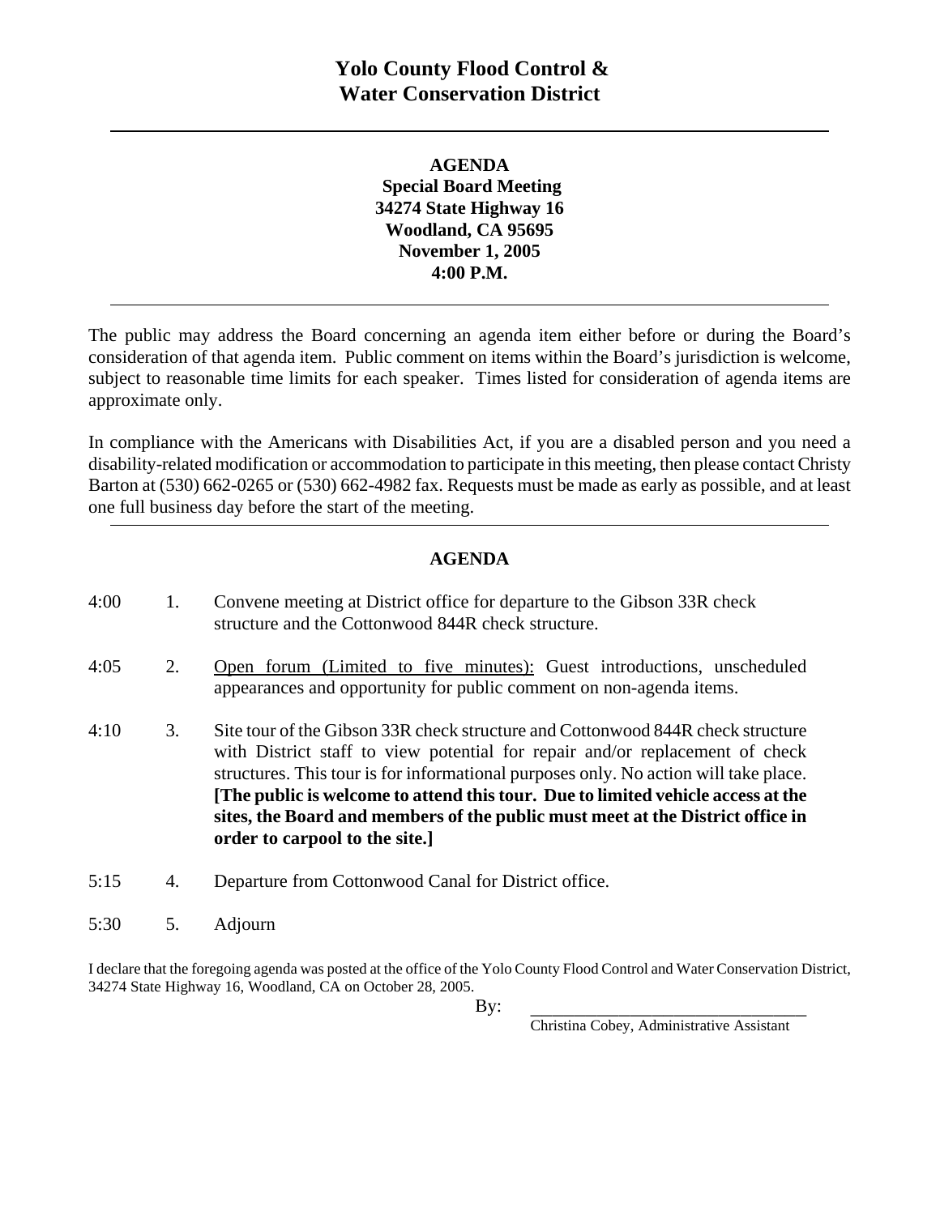# Yolo County Flood Control & Water Conservation District

---

**AGENDA**
**Special Board Meeting**
**34274 State Highway 16**
**Woodland, CA 95695**
**November 1, 2005**
**4:00 P.M.**

---

The public may address the Board concerning an agenda item either before or during the Board's consideration of that agenda item. Public comment on items within the Board's jurisdiction is welcome, subject to reasonable time limits for each speaker. Times listed for consideration of agenda items are approximate only.

In compliance with the Americans with Disabilities Act, if you are a disabled person and you need a disability-related modification or accommodation to participate in this meeting, then please contact Christy Barton at (530) 662-0265 or (530) 662-4982 fax. Requests must be made as early as possible, and at least one full business day before the start of the meeting.

---

## AGENDA

4:00 1. Convene meeting at District office for departure to the Gibson 33R check structure and the Cottonwood 844R check structure.

4:05 2. Open forum (Limited to five minutes): Guest introductions, unscheduled appearances and opportunity for public comment on non-agenda items.

4:10 3. Site tour of the Gibson 33R check structure and Cottonwood 844R check structure with District staff to view potential for repair and/or replacement of check structures. This tour is for informational purposes only. No action will take place. **[The public is welcome to attend this tour. Due to limited vehicle access at the sites, the Board and members of the public must meet at the District office in order to carpool to the site.]**

5:15 4. Departure from Cottonwood Canal for District office.

5:30 5. Adjourn

I declare that the foregoing agenda was posted at the office of the Yolo County Flood Control and Water Conservation District, 34274 State Highway 16, Woodland, CA on October 28, 2005.

By: ________________________________
Christina Cobey, Administrative Assistant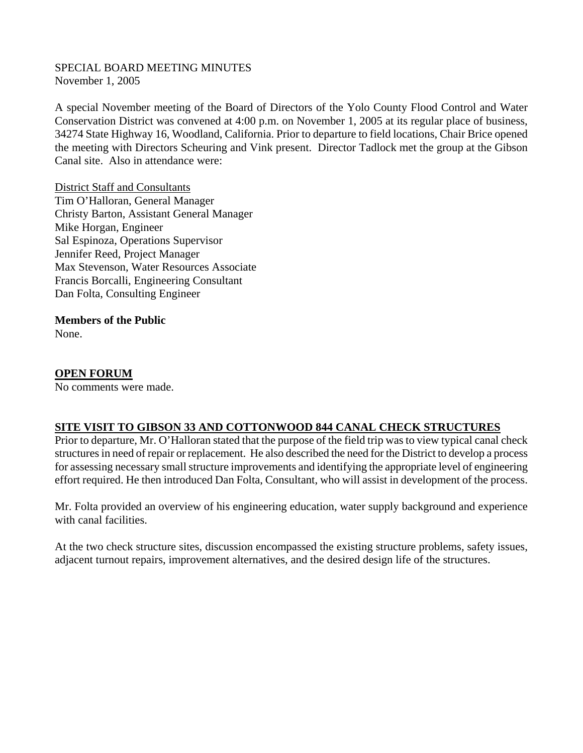SPECIAL BOARD MEETING MINUTES
November 1, 2005

A special November meeting of the Board of Directors of the Yolo County Flood Control and Water Conservation District was convened at 4:00 p.m. on November 1, 2005 at its regular place of business, 34274 State Highway 16, Woodland, California. Prior to departure to field locations, Chair Brice opened the meeting with Directors Scheuring and Vink present. Director Tadlock met the group at the Gibson Canal site. Also in attendance were:

District Staff and Consultants
Tim O'Halloran, General Manager
Christy Barton, Assistant General Manager
Mike Horgan, Engineer
Sal Espinoza, Operations Supervisor
Jennifer Reed, Project Manager
Max Stevenson, Water Resources Associate
Francis Borcalli, Engineering Consultant
Dan Folta, Consulting Engineer

**Members of the Public**
None.

## OPEN FORUM

No comments were made.

## SITE VISIT TO GIBSON 33 AND COTTONWOOD 844 CANAL CHECK STRUCTURES

Prior to departure, Mr. O'Halloran stated that the purpose of the field trip was to view typical canal check structures in need of repair or replacement. He also described the need for the District to develop a process for assessing necessary small structure improvements and identifying the appropriate level of engineering effort required. He then introduced Dan Folta, Consultant, who will assist in development of the process.

Mr. Folta provided an overview of his engineering education, water supply background and experience with canal facilities.

At the two check structure sites, discussion encompassed the existing structure problems, safety issues, adjacent turnout repairs, improvement alternatives, and the desired design life of the structures.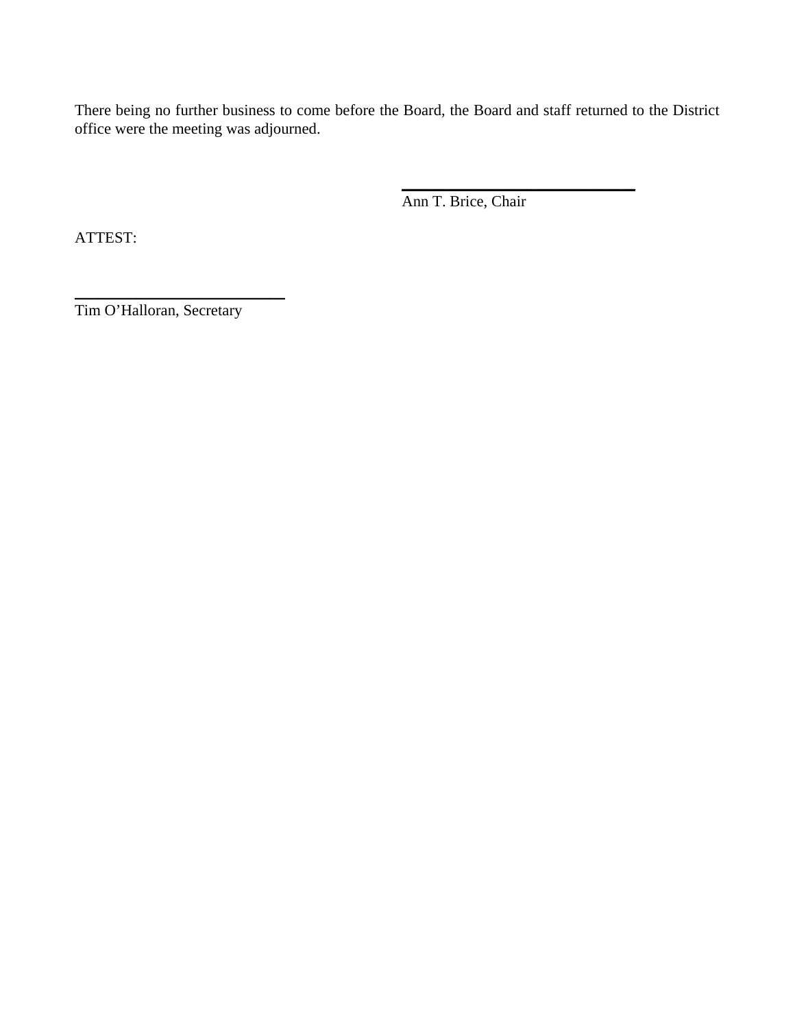There being no further business to come before the Board, the Board and staff returned to the District office were the meeting was adjourned.

\_\_\_\_\_\_\_\_\_\_\_\_\_\_\_\_\_\_\_\_\_\_\_\_\_\_\_\_

Ann T. Brice, Chair

ATTEST:

\_\_\_\_\_\_\_\_\_\_\_\_\_\_\_\_\_\_\_\_\_\_\_\_\_\_\_\_

Tim O'Halloran, Secretary